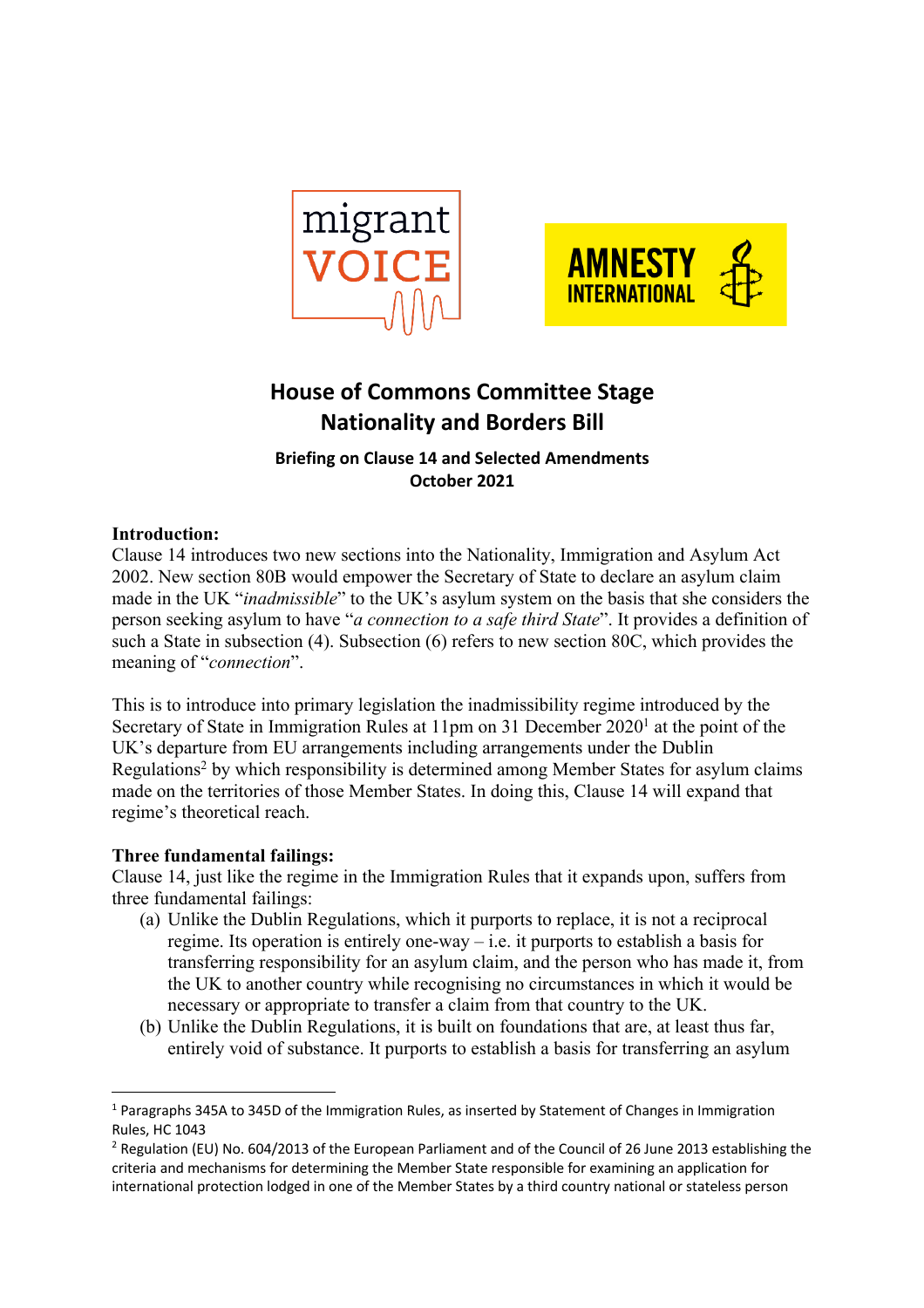# House of Commons Committee Stage
# Nationality and Borders Bill

**Briefing on Clause 14 and Selected Amendments**
**October 2021**

**Introduction:**
Clause 14 introduces two new sections into the Nationality, Immigration and Asylum Act 2002. New section 80B would empower the Secretary of State to declare an asylum claim made in the UK "*inadmissible*" to the UK's asylum system on the basis that she considers the person seeking asylum to have "*a connection to a safe third State*". It provides a definition of such a State in subsection (4). Subsection (6) refers to new section 80C, which provides the meaning of "*connection*".

This is to introduce into primary legislation the inadmissibility regime introduced by the Secretary of State in Immigration Rules at 11pm on 31 December 2020[1] at the point of the UK's departure from EU arrangements including arrangements under the Dublin Regulations[2] by which responsibility is determined among Member States for asylum claims made on the territories of those Member States. In doing this, Clause 14 will expand that regime's theoretical reach.

**Three fundamental failings:**
Clause 14, just like the regime in the Immigration Rules that it expands upon, suffers from three fundamental failings:

(a) Unlike the Dublin Regulations, which it purports to replace, it is not a reciprocal regime. Its operation is entirely one-way – i.e. it purports to establish a basis for transferring responsibility for an asylum claim, and the person who has made it, from the UK to another country while recognising no circumstances in which it would be necessary or appropriate to transfer a claim from that country to the UK.

(b) Unlike the Dublin Regulations, it is built on foundations that are, at least thus far, entirely void of substance. It purports to establish a basis for transferring an asylum

---

[1] Paragraphs 345A to 345D of the Immigration Rules, as inserted by Statement of Changes in Immigration Rules, HC 1043

[2] Regulation (EU) No. 604/2013 of the European Parliament and of the Council of 26 June 2013 establishing the criteria and mechanisms for determining the Member State responsible for examining an application for international protection lodged in one of the Member States by a third country national or stateless person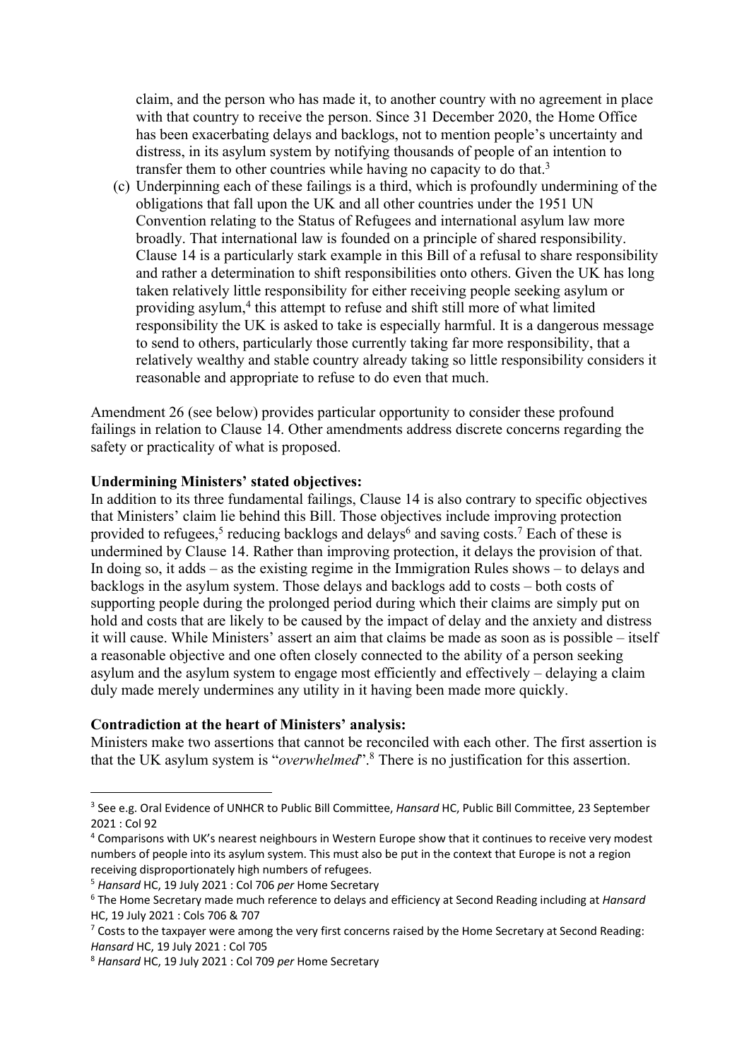claim, and the person who has made it, to another country with no agreement in place with that country to receive the person. Since 31 December 2020, the Home Office has been exacerbating delays and backlogs, not to mention people's uncertainty and distress, in its asylum system by notifying thousands of people of an intention to transfer them to other countries while having no capacity to do that.[3]

(c) Underpinning each of these failings is a third, which is profoundly undermining of the obligations that fall upon the UK and all other countries under the 1951 UN Convention relating to the Status of Refugees and international asylum law more broadly. That international law is founded on a principle of shared responsibility. Clause 14 is a particularly stark example in this Bill of a refusal to share responsibility and rather a determination to shift responsibilities onto others. Given the UK has long taken relatively little responsibility for either receiving people seeking asylum or providing asylum,[4] this attempt to refuse and shift still more of what limited responsibility the UK is asked to take is especially harmful. It is a dangerous message to send to others, particularly those currently taking far more responsibility, that a relatively wealthy and stable country already taking so little responsibility considers it reasonable and appropriate to refuse to do even that much.

Amendment 26 (see below) provides particular opportunity to consider these profound failings in relation to Clause 14. Other amendments address discrete concerns regarding the safety or practicality of what is proposed.

**Undermining Ministers' stated objectives:**

In addition to its three fundamental failings, Clause 14 is also contrary to specific objectives that Ministers' claim lie behind this Bill. Those objectives include improving protection provided to refugees,[5] reducing backlogs and delays[6] and saving costs.[7] Each of these is undermined by Clause 14. Rather than improving protection, it delays the provision of that. In doing so, it adds – as the existing regime in the Immigration Rules shows – to delays and backlogs in the asylum system. Those delays and backlogs add to costs – both costs of supporting people during the prolonged period during which their claims are simply put on hold and costs that are likely to be caused by the impact of delay and the anxiety and distress it will cause. While Ministers' assert an aim that claims be made as soon as is possible – itself a reasonable objective and one often closely connected to the ability of a person seeking asylum and the asylum system to engage most efficiently and effectively – delaying a claim duly made merely undermines any utility in it having been made more quickly.

**Contradiction at the heart of Ministers' analysis:**

Ministers make two assertions that cannot be reconciled with each other. The first assertion is that the UK asylum system is "*overwhelmed*".[8] There is no justification for this assertion.

---

[3] See e.g. Oral Evidence of UNHCR to Public Bill Committee, *Hansard* HC, Public Bill Committee, 23 September 2021 : Col 92

[4] Comparisons with UK's nearest neighbours in Western Europe show that it continues to receive very modest numbers of people into its asylum system. This must also be put in the context that Europe is not a region receiving disproportionately high numbers of refugees.

[5] *Hansard* HC, 19 July 2021 : Col 706 *per* Home Secretary

[6] The Home Secretary made much reference to delays and efficiency at Second Reading including at *Hansard* HC, 19 July 2021 : Cols 706 & 707

[7] Costs to the taxpayer were among the very first concerns raised by the Home Secretary at Second Reading: *Hansard* HC, 19 July 2021 : Col 705

[8] *Hansard* HC, 19 July 2021 : Col 709 *per* Home Secretary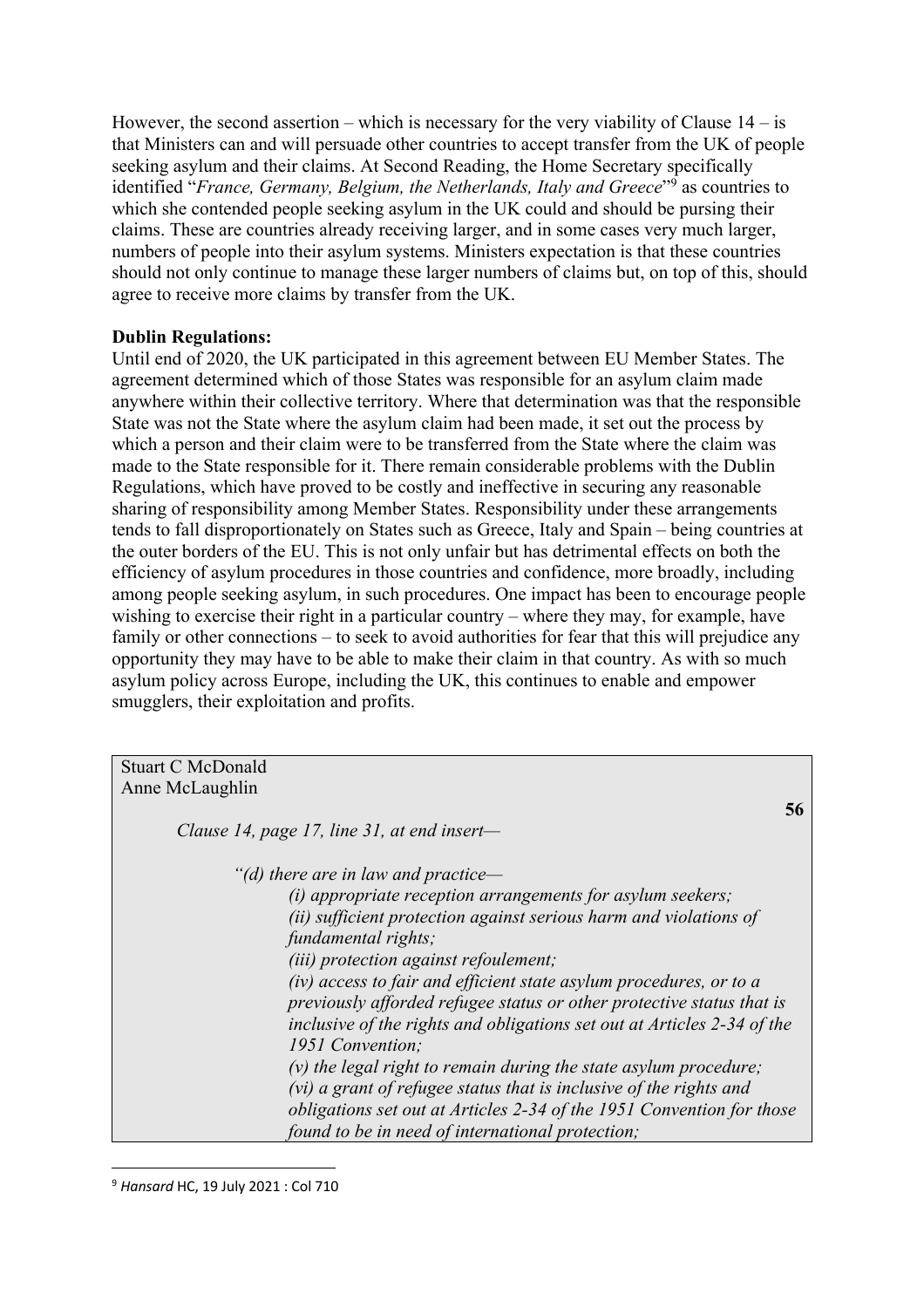However, the second assertion – which is necessary for the very viability of Clause 14 – is that Ministers can and will persuade other countries to accept transfer from the UK of people seeking asylum and their claims. At Second Reading, the Home Secretary specifically identified "*France, Germany, Belgium, the Netherlands, Italy and Greece*"[9] as countries to which she contended people seeking asylum in the UK could and should be pursing their claims. These are countries already receiving larger, and in some cases very much larger, numbers of people into their asylum systems. Ministers expectation is that these countries should not only continue to manage these larger numbers of claims but, on top of this, should agree to receive more claims by transfer from the UK.

**Dublin Regulations:**
Until end of 2020, the UK participated in this agreement between EU Member States. The agreement determined which of those States was responsible for an asylum claim made anywhere within their collective territory. Where that determination was that the responsible State was not the State where the asylum claim had been made, it set out the process by which a person and their claim were to be transferred from the State where the claim was made to the State responsible for it. There remain considerable problems with the Dublin Regulations, which have proved to be costly and ineffective in securing any reasonable sharing of responsibility among Member States. Responsibility under these arrangements tends to fall disproportionately on States such as Greece, Italy and Spain – being countries at the outer borders of the EU. This is not only unfair but has detrimental effects on both the efficiency of asylum procedures in those countries and confidence, more broadly, including among people seeking asylum, in such procedures. One impact has been to encourage people wishing to exercise their right in a particular country – where they may, for example, have family or other connections – to seek to avoid authorities for fear that this will prejudice any opportunity they may have to be able to make their claim in that country. As with so much asylum policy across Europe, including the UK, this continues to enable and empower smugglers, their exploitation and profits.

Stuart C McDonald
Anne McLaughlin

**56**

*Clause 14, page 17, line 31, at end insert—*

*"(d) there are in law and practice—*

*(i) appropriate reception arrangements for asylum seekers;*
*(ii) sufficient protection against serious harm and violations of fundamental rights;*
*(iii) protection against refoulement;*
*(iv) access to fair and efficient state asylum procedures, or to a previously afforded refugee status or other protective status that is inclusive of the rights and obligations set out at Articles 2-34 of the 1951 Convention;*
*(v) the legal right to remain during the state asylum procedure;*
*(vi) a grant of refugee status that is inclusive of the rights and obligations set out at Articles 2-34 of the 1951 Convention for those found to be in need of international protection;*

[9] *Hansard* HC, 19 July 2021 : Col 710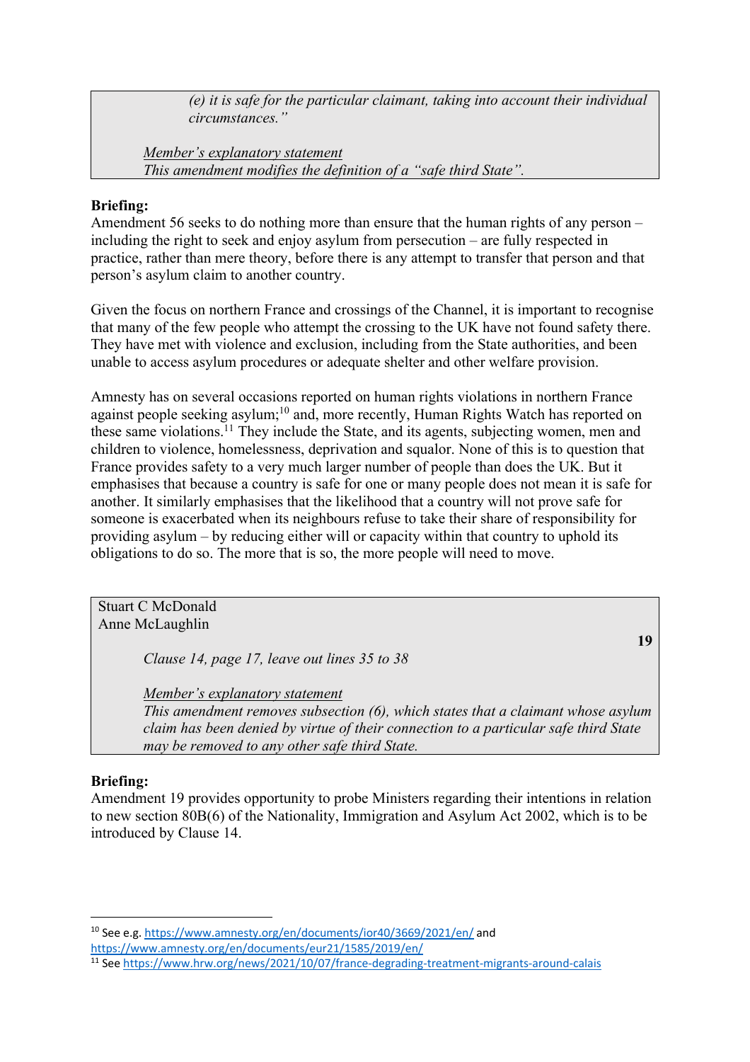> *(e) it is safe for the particular claimant, taking into account their individual circumstances."*
>
> <u>*Member's explanatory statement*</u>
> *This amendment modifies the definition of a "safe third State".*

**Briefing:**
Amendment 56 seeks to do nothing more than ensure that the human rights of any person – including the right to seek and enjoy asylum from persecution – are fully respected in practice, rather than mere theory, before there is any attempt to transfer that person and that person's asylum claim to another country.

Given the focus on northern France and crossings of the Channel, it is important to recognise that many of the few people who attempt the crossing to the UK have not found safety there. They have met with violence and exclusion, including from the State authorities, and been unable to access asylum procedures or adequate shelter and other welfare provision.

Amnesty has on several occasions reported on human rights violations in northern France against people seeking asylum;[10] and, more recently, Human Rights Watch has reported on these same violations.[11] They include the State, and its agents, subjecting women, men and children to violence, homelessness, deprivation and squalor. None of this is to question that France provides safety to a very much larger number of people than does the UK. But it emphasises that because a country is safe for one or many people does not mean it is safe for another. It similarly emphasises that the likelihood that a country will not prove safe for someone is exacerbated when its neighbours refuse to take their share of responsibility for providing asylum – by reducing either will or capacity within that country to uphold its obligations to do so. The more that is so, the more people will need to move.

> Stuart C McDonald
> Anne McLaughlin
>
> **19**
>
> *Clause 14, page 17, leave out lines 35 to 38*
>
> <u>*Member's explanatory statement*</u>
> *This amendment removes subsection (6), which states that a claimant whose asylum claim has been denied by virtue of their connection to a particular safe third State may be removed to any other safe third State.*

**Briefing:**
Amendment 19 provides opportunity to probe Ministers regarding their intentions in relation to new section 80B(6) of the Nationality, Immigration and Asylum Act 2002, which is to be introduced by Clause 14.

---

[10] See e.g. https://www.amnesty.org/en/documents/ior40/3669/2021/en/ and https://www.amnesty.org/en/documents/eur21/1585/2019/en/

[11] See https://www.hrw.org/news/2021/10/07/france-degrading-treatment-migrants-around-calais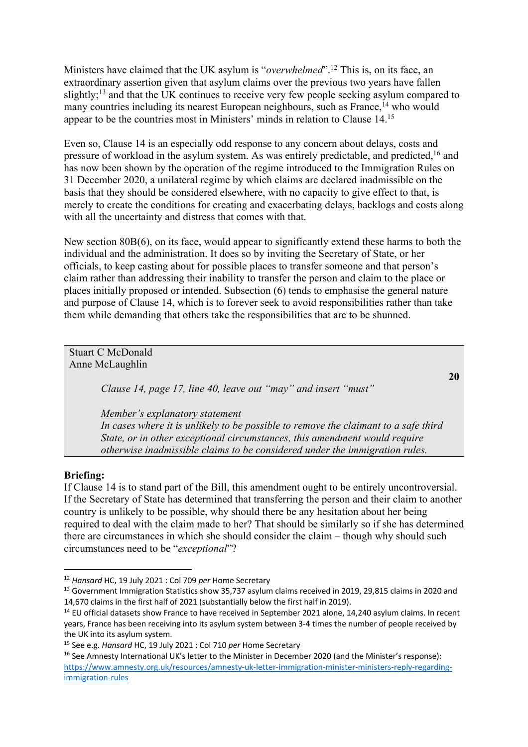Ministers have claimed that the UK asylum is "*overwhelmed*".[12] This is, on its face, an extraordinary assertion given that asylum claims over the previous two years have fallen slightly;[13] and that the UK continues to receive very few people seeking asylum compared to many countries including its nearest European neighbours, such as France,[14] who would appear to be the countries most in Ministers' minds in relation to Clause 14.[15]

Even so, Clause 14 is an especially odd response to any concern about delays, costs and pressure of workload in the asylum system. As was entirely predictable, and predicted,[16] and has now been shown by the operation of the regime introduced to the Immigration Rules on 31 December 2020, a unilateral regime by which claims are declared inadmissible on the basis that they should be considered elsewhere, with no capacity to give effect to that, is merely to create the conditions for creating and exacerbating delays, backlogs and costs along with all the uncertainty and distress that comes with that.

New section 80B(6), on its face, would appear to significantly extend these harms to both the individual and the administration. It does so by inviting the Secretary of State, or her officials, to keep casting about for possible places to transfer someone and that person's claim rather than addressing their inability to transfer the person and claim to the place or places initially proposed or intended. Subsection (6) tends to emphasise the general nature and purpose of Clause 14, which is to forever seek to avoid responsibilities rather than take them while demanding that others take the responsibilities that are to be shunned.

> Stuart C McDonald
> Anne McLaughlin
>
> **20**
>
> *Clause 14, page 17, line 40, leave out "may" and insert "must"*
>
> *Member's explanatory statement*
> *In cases where it is unlikely to be possible to remove the claimant to a safe third State, or in other exceptional circumstances, this amendment would require otherwise inadmissible claims to be considered under the immigration rules.*

**Briefing:**
If Clause 14 is to stand part of the Bill, this amendment ought to be entirely uncontroversial. If the Secretary of State has determined that transferring the person and their claim to another country is unlikely to be possible, why should there be any hesitation about her being required to deal with the claim made to her? That should be similarly so if she has determined there are circumstances in which she should consider the claim – though why should such circumstances need to be "*exceptional*"?

---

[12] *Hansard* HC, 19 July 2021 : Col 709 *per* Home Secretary

[13] Government Immigration Statistics show 35,737 asylum claims received in 2019, 29,815 claims in 2020 and 14,670 claims in the first half of 2021 (substantially below the first half in 2019).

[14] EU official datasets show France to have received in September 2021 alone, 14,240 asylum claims. In recent years, France has been receiving into its asylum system between 3-4 times the number of people received by the UK into its asylum system.

[15] See e.g. *Hansard* HC, 19 July 2021 : Col 710 *per* Home Secretary

[16] See Amnesty International UK's letter to the Minister in December 2020 (and the Minister's response): https://www.amnesty.org.uk/resources/amnesty-uk-letter-immigration-minister-ministers-reply-regarding-immigration-rules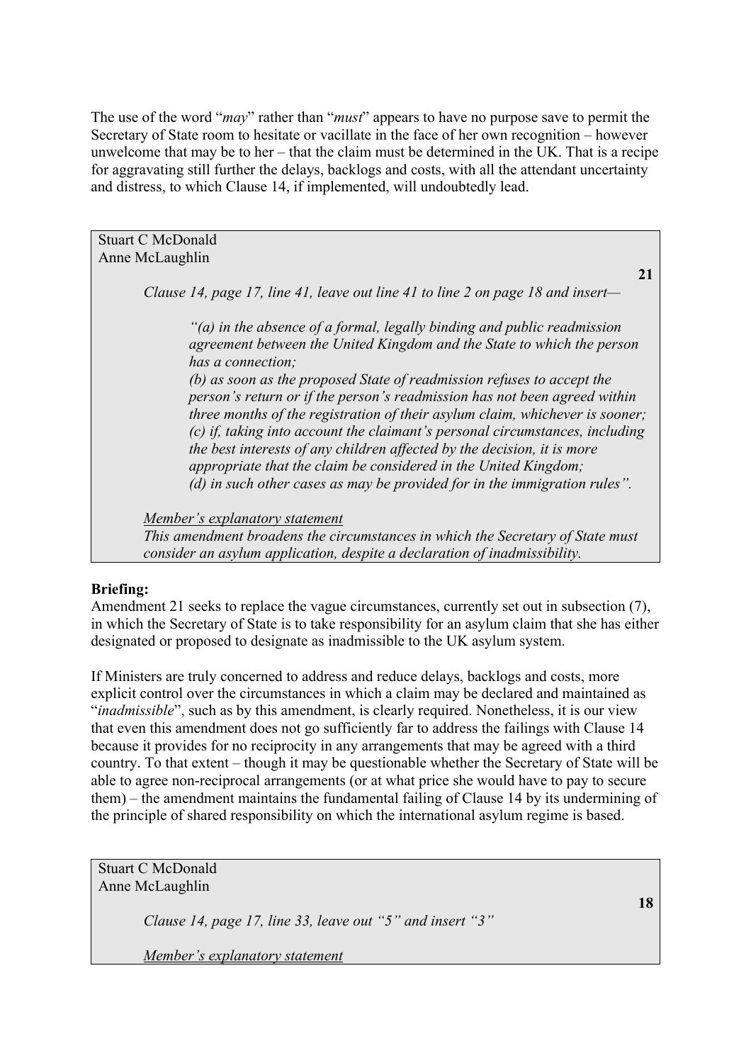The use of the word "*may*" rather than "*must*" appears to have no purpose save to permit the Secretary of State room to hesitate or vacillate in the face of her own recognition – however unwelcome that may be to her – that the claim must be determined in the UK. That is a recipe for aggravating still further the delays, backlogs and costs, with all the attendant uncertainty and distress, to which Clause 14, if implemented, will undoubtedly lead.

> Stuart C McDonald
> Anne McLaughlin
>
> **21**
>
> *Clause 14, page 17, line 41, leave out line 41 to line 2 on page 18 and insert—*
>
> *"(a) in the absence of a formal, legally binding and public readmission agreement between the United Kingdom and the State to which the person has a connection;*
> *(b) as soon as the proposed State of readmission refuses to accept the person's return or if the person's readmission has not been agreed within three months of the registration of their asylum claim, whichever is sooner;*
> *(c) if, taking into account the claimant's personal circumstances, including the best interests of any children affected by the decision, it is more appropriate that the claim be considered in the United Kingdom;*
> *(d) in such other cases as may be provided for in the immigration rules".*
>
> *Member's explanatory statement*
> *This amendment broadens the circumstances in which the Secretary of State must consider an asylum application, despite a declaration of inadmissibility.*

**Briefing:**
Amendment 21 seeks to replace the vague circumstances, currently set out in subsection (7), in which the Secretary of State is to take responsibility for an asylum claim that she has either designated or proposed to designate as inadmissible to the UK asylum system.

If Ministers are truly concerned to address and reduce delays, backlogs and costs, more explicit control over the circumstances in which a claim may be declared and maintained as "*inadmissible*", such as by this amendment, is clearly required. Nonetheless, it is our view that even this amendment does not go sufficiently far to address the failings with Clause 14 because it provides for no reciprocity in any arrangements that may be agreed with a third country. To that extent – though it may be questionable whether the Secretary of State will be able to agree non-reciprocal arrangements (or at what price she would have to pay to secure them) – the amendment maintains the fundamental failing of Clause 14 by its undermining of the principle of shared responsibility on which the international asylum regime is based.

> Stuart C McDonald
> Anne McLaughlin
>
> **18**
>
> *Clause 14, page 17, line 33, leave out "5" and insert "3"*
>
> *Member's explanatory statement*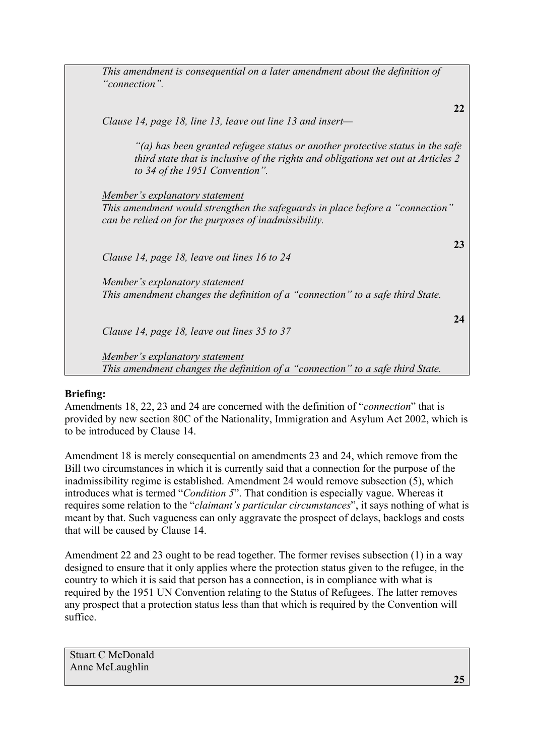*This amendment is consequential on a later amendment about the definition of "connection".*

**22**

*Clause 14, page 18, line 13, leave out line 13 and insert—*

> *"(a) has been granted refugee status or another protective status in the safe third state that is inclusive of the rights and obligations set out at Articles 2 to 34 of the 1951 Convention".*

*Member's explanatory statement*
*This amendment would strengthen the safeguards in place before a "connection" can be relied on for the purposes of inadmissibility.*

**23**

*Clause 14, page 18, leave out lines 16 to 24*

*Member's explanatory statement*
*This amendment changes the definition of a "connection" to a safe third State.*

**24**

*Clause 14, page 18, leave out lines 35 to 37*

*Member's explanatory statement*
*This amendment changes the definition of a "connection" to a safe third State.*

**Briefing:**

Amendments 18, 22, 23 and 24 are concerned with the definition of "*connection*" that is provided by new section 80C of the Nationality, Immigration and Asylum Act 2002, which is to be introduced by Clause 14.

Amendment 18 is merely consequential on amendments 23 and 24, which remove from the Bill two circumstances in which it is currently said that a connection for the purpose of the inadmissibility regime is established. Amendment 24 would remove subsection (5), which introduces what is termed "*Condition 5*". That condition is especially vague. Whereas it requires some relation to the "*claimant's particular circumstances*", it says nothing of what is meant by that. Such vagueness can only aggravate the prospect of delays, backlogs and costs that will be caused by Clause 14.

Amendment 22 and 23 ought to be read together. The former revises subsection (1) in a way designed to ensure that it only applies where the protection status given to the refugee, in the country to which it is said that person has a connection, is in compliance with what is required by the 1951 UN Convention relating to the Status of Refugees. The latter removes any prospect that a protection status less than that which is required by the Convention will suffice.

Stuart C McDonald
Anne McLaughlin

**25**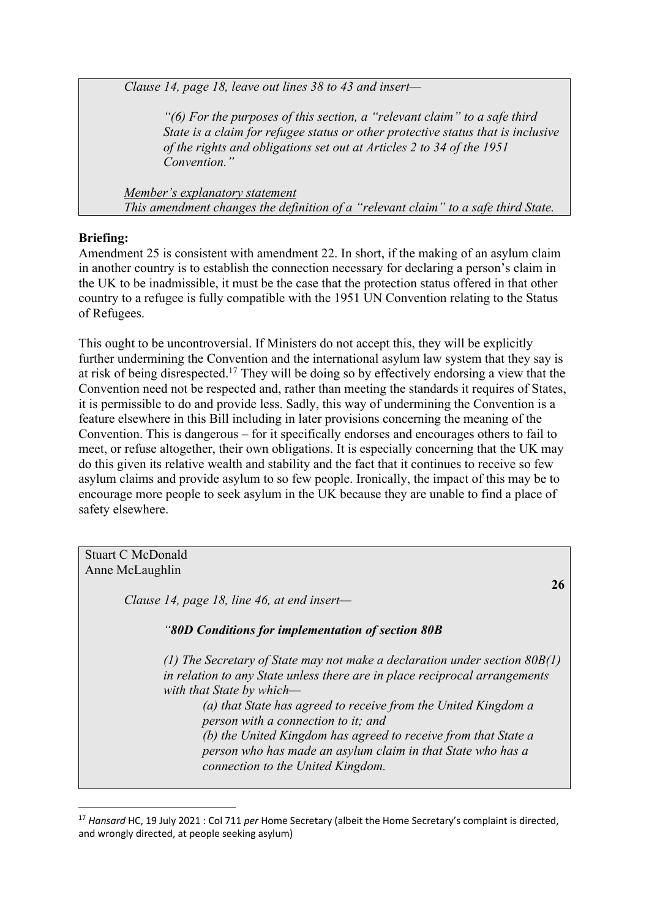*Clause 14, page 18, leave out lines 38 to 43 and insert—*

> *"(6) For the purposes of this section, a "relevant claim" to a safe third State is a claim for refugee status or other protective status that is inclusive of the rights and obligations set out at Articles 2 to 34 of the 1951 Convention."*

*Member's explanatory statement*
*This amendment changes the definition of a "relevant claim" to a safe third State.*

**Briefing:**
Amendment 25 is consistent with amendment 22. In short, if the making of an asylum claim in another country is to establish the connection necessary for declaring a person's claim in the UK to be inadmissible, it must be the case that the protection status offered in that other country to a refugee is fully compatible with the 1951 UN Convention relating to the Status of Refugees.

This ought to be uncontroversial. If Ministers do not accept this, they will be explicitly further undermining the Convention and the international asylum law system that they say is at risk of being disrespected.[17] They will be doing so by effectively endorsing a view that the Convention need not be respected and, rather than meeting the standards it requires of States, it is permissible to do and provide less. Sadly, this way of undermining the Convention is a feature elsewhere in this Bill including in later provisions concerning the meaning of the Convention. This is dangerous – for it specifically endorses and encourages others to fail to meet, or refuse altogether, their own obligations. It is especially concerning that the UK may do this given its relative wealth and stability and the fact that it continues to receive so few asylum claims and provide asylum to so few people. Ironically, the impact of this may be to encourage more people to seek asylum in the UK because they are unable to find a place of safety elsewhere.

Stuart C McDonald
Anne McLaughlin

**26**

*Clause 14, page 18, line 46, at end insert—*

> ***"80D Conditions for implementation of section 80B***
>
> *(1) The Secretary of State may not make a declaration under section 80B(1) in relation to any State unless there are in place reciprocal arrangements with that State by which—*
>
> *(a) that State has agreed to receive from the United Kingdom a person with a connection to it; and*
>
> *(b) the United Kingdom has agreed to receive from that State a person who has made an asylum claim in that State who has a connection to the United Kingdom.*

[17] *Hansard* HC, 19 July 2021 : Col 711 *per* Home Secretary (albeit the Home Secretary's complaint is directed, and wrongly directed, at people seeking asylum)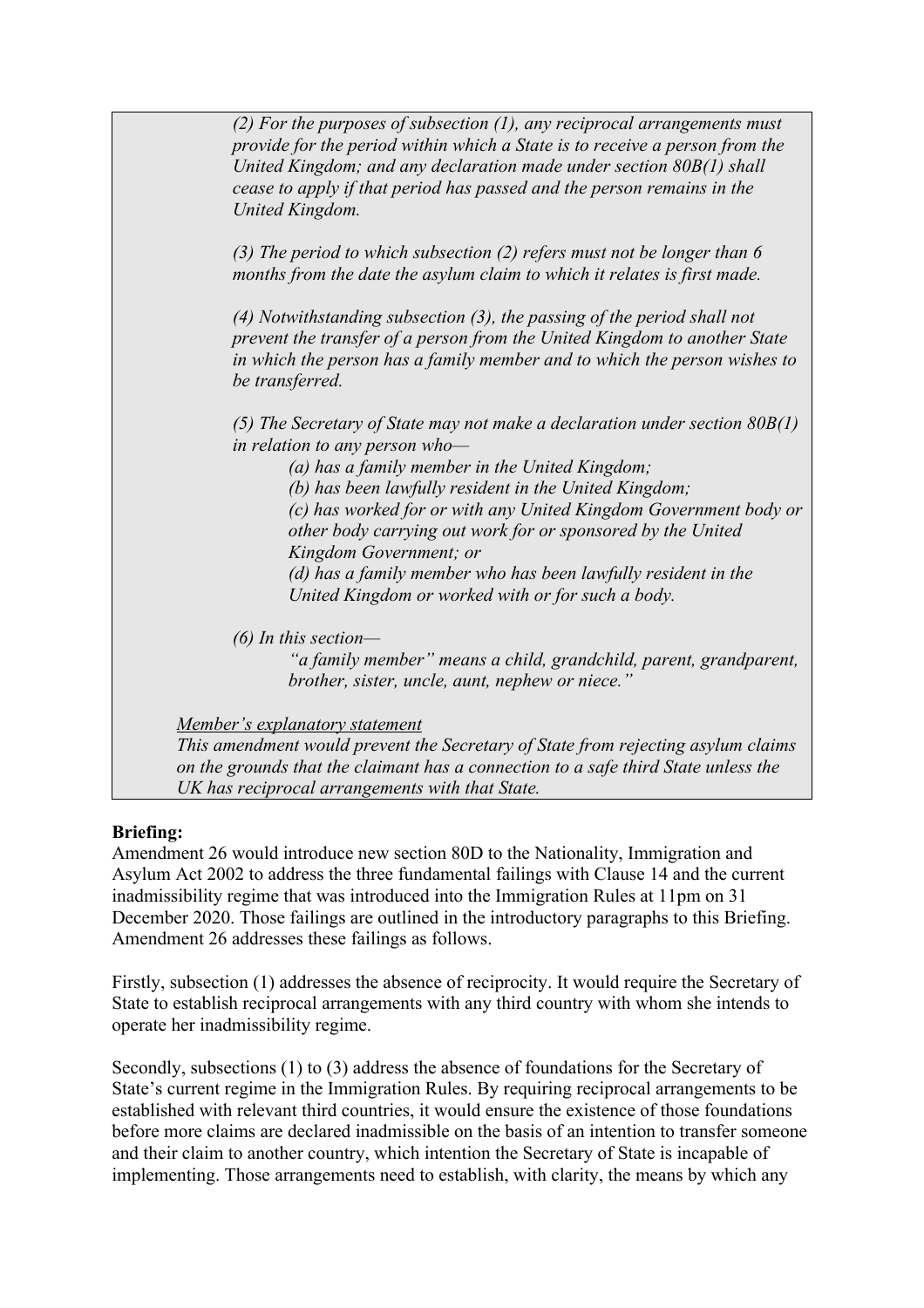*(2) For the purposes of subsection (1), any reciprocal arrangements must provide for the period within which a State is to receive a person from the United Kingdom; and any declaration made under section 80B(1) shall cease to apply if that period has passed and the person remains in the United Kingdom.*

*(3) The period to which subsection (2) refers must not be longer than 6 months from the date the asylum claim to which it relates is first made.*

*(4) Notwithstanding subsection (3), the passing of the period shall not prevent the transfer of a person from the United Kingdom to another State in which the person has a family member and to which the person wishes to be transferred.*

*(5) The Secretary of State may not make a declaration under section 80B(1) in relation to any person who—*

*(a) has a family member in the United Kingdom;*
*(b) has been lawfully resident in the United Kingdom;*
*(c) has worked for or with any United Kingdom Government body or other body carrying out work for or sponsored by the United Kingdom Government; or*
*(d) has a family member who has been lawfully resident in the United Kingdom or worked with or for such a body.*

*(6) In this section—*

*"a family member" means a child, grandchild, parent, grandparent, brother, sister, uncle, aunt, nephew or niece."*

*Member's explanatory statement*
*This amendment would prevent the Secretary of State from rejecting asylum claims on the grounds that the claimant has a connection to a safe third State unless the UK has reciprocal arrangements with that State.*

**Briefing:**

Amendment 26 would introduce new section 80D to the Nationality, Immigration and Asylum Act 2002 to address the three fundamental failings with Clause 14 and the current inadmissibility regime that was introduced into the Immigration Rules at 11pm on 31 December 2020. Those failings are outlined in the introductory paragraphs to this Briefing. Amendment 26 addresses these failings as follows.

Firstly, subsection (1) addresses the absence of reciprocity. It would require the Secretary of State to establish reciprocal arrangements with any third country with whom she intends to operate her inadmissibility regime.

Secondly, subsections (1) to (3) address the absence of foundations for the Secretary of State's current regime in the Immigration Rules. By requiring reciprocal arrangements to be established with relevant third countries, it would ensure the existence of those foundations before more claims are declared inadmissible on the basis of an intention to transfer someone and their claim to another country, which intention the Secretary of State is incapable of implementing. Those arrangements need to establish, with clarity, the means by which any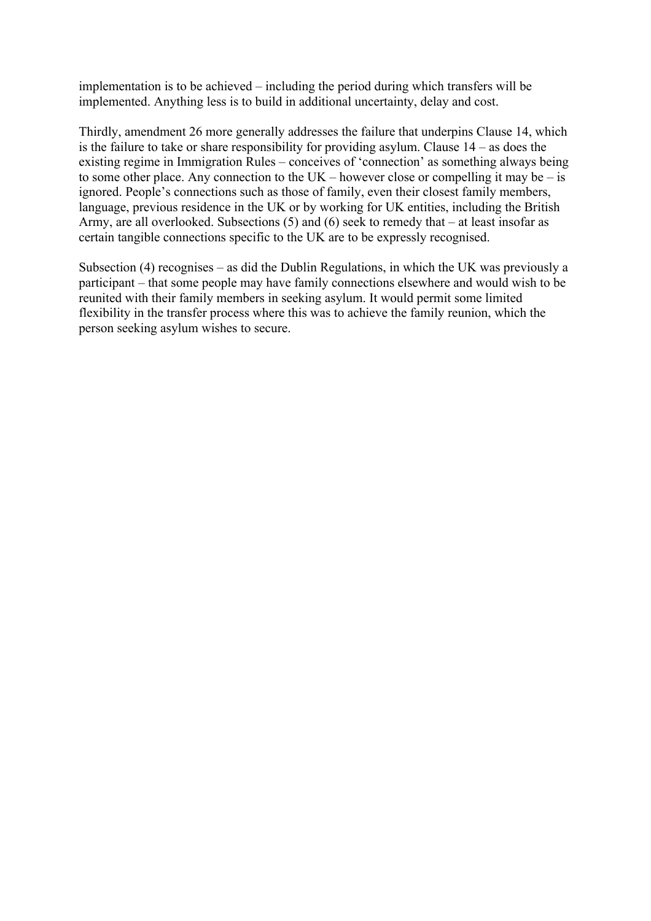implementation is to be achieved – including the period during which transfers will be implemented. Anything less is to build in additional uncertainty, delay and cost.

Thirdly, amendment 26 more generally addresses the failure that underpins Clause 14, which is the failure to take or share responsibility for providing asylum. Clause 14 – as does the existing regime in Immigration Rules – conceives of 'connection' as something always being to some other place. Any connection to the UK – however close or compelling it may be – is ignored. People's connections such as those of family, even their closest family members, language, previous residence in the UK or by working for UK entities, including the British Army, are all overlooked. Subsections (5) and (6) seek to remedy that – at least insofar as certain tangible connections specific to the UK are to be expressly recognised.

Subsection (4) recognises – as did the Dublin Regulations, in which the UK was previously a participant – that some people may have family connections elsewhere and would wish to be reunited with their family members in seeking asylum. It would permit some limited flexibility in the transfer process where this was to achieve the family reunion, which the person seeking asylum wishes to secure.